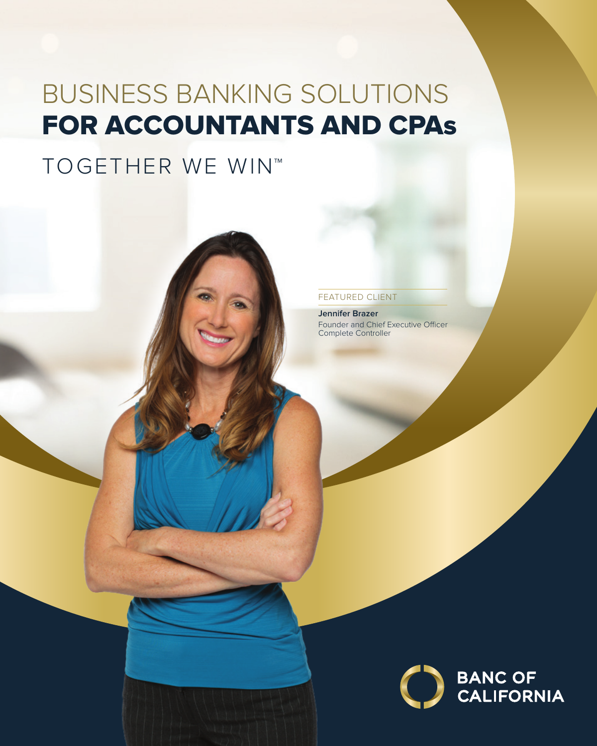# BUSINESS BANKING SOLUTIONS **FOR ACCOUNTANTS AND CPAs**

TOGETHER WE WIN™

FEATURED CLIENT

**Jennifer Brazer**
Founder and Chief Executive Officer
Complete Controller

BANC OF CALIFORNIA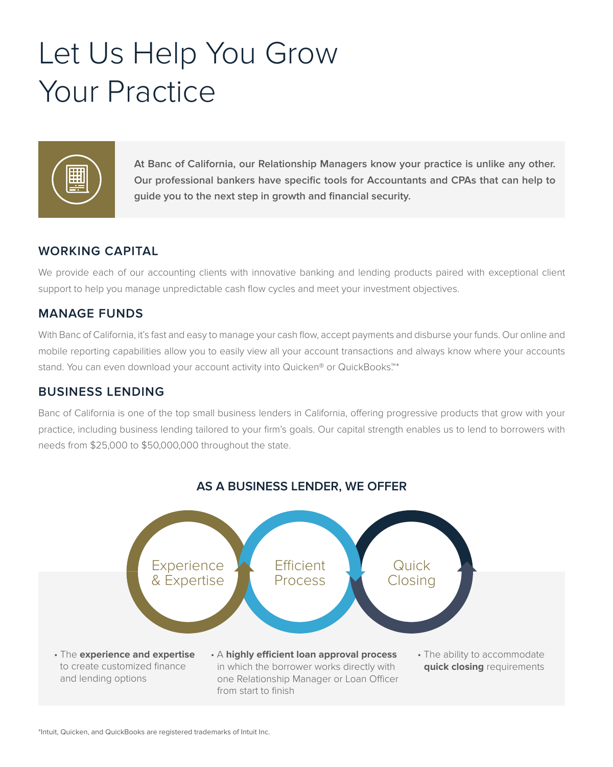# Let Us Help You Grow Your Practice

**At Banc of California, our Relationship Managers know your practice is unlike any other. Our professional bankers have specific tools for Accountants and CPAs that can help to guide you to the next step in growth and financial security.**

## WORKING CAPITAL

We provide each of our accounting clients with innovative banking and lending products paired with exceptional client support to help you manage unpredictable cash flow cycles and meet your investment objectives.

## MANAGE FUNDS

With Banc of California, it's fast and easy to manage your cash flow, accept payments and disburse your funds. Our online and mobile reporting capabilities allow you to easily view all your account transactions and always know where your accounts stand. You can even download your account activity into Quicken® or QuickBooks.™*

## BUSINESS LENDING

Banc of California is one of the top small business lenders in California, offering progressive products that grow with your practice, including business lending tailored to your firm's goals. Our capital strength enables us to lend to borrowers with needs from $25,000 to $50,000,000 throughout the state.

### AS A BUSINESS LENDER, WE OFFER

Experience & Expertise | Efficient Process | Quick Closing

- The **experience and expertise** to create customized finance and lending options
- A **highly efficient loan approval process** in which the borrower works directly with one Relationship Manager or Loan Officer from start to finish
- The ability to accommodate **quick closing** requirements

*Intuit, Quicken, and QuickBooks are registered trademarks of Intuit Inc.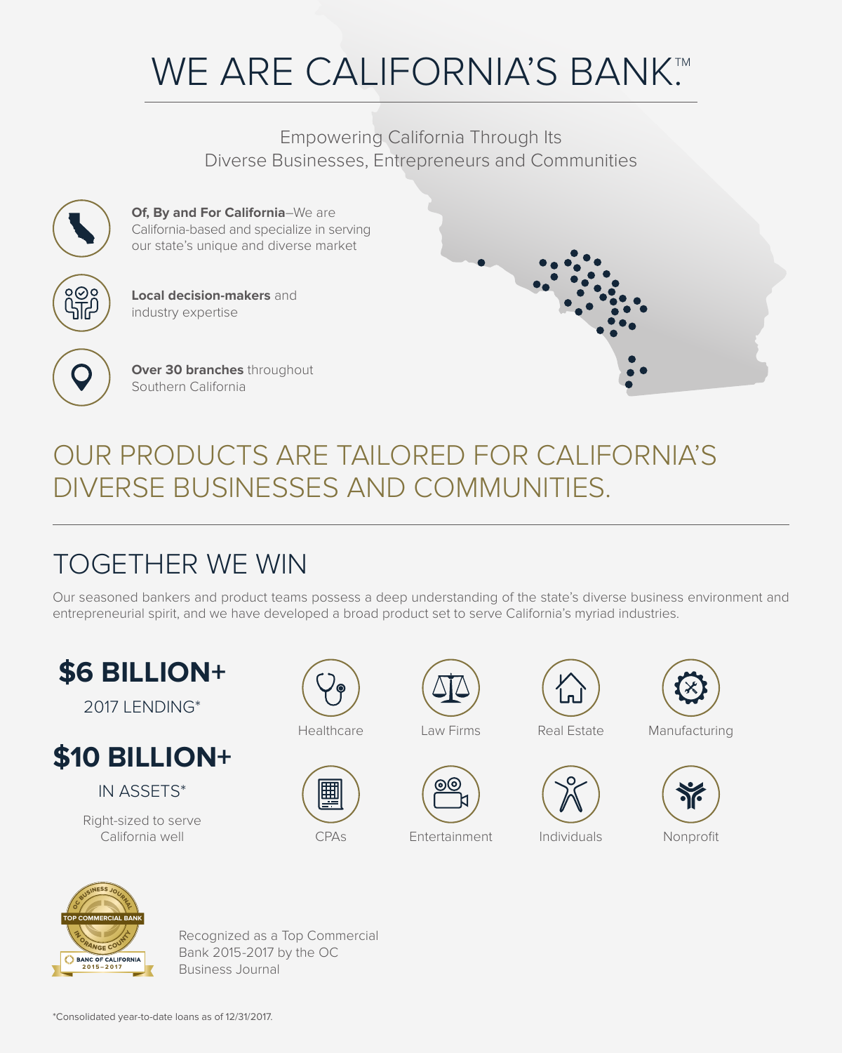# WE ARE CALIFORNIA'S BANK.™

Empowering California Through Its Diverse Businesses, Entrepreneurs and Communities

**Of, By and For California**–We are California-based and specialize in serving our state's unique and diverse market

**Local decision-makers** and industry expertise

**Over 30 branches** throughout Southern California

## OUR PRODUCTS ARE TAILORED FOR CALIFORNIA'S DIVERSE BUSINESSES AND COMMUNITIES.

## TOGETHER WE WIN

Our seasoned bankers and product teams possess a deep understanding of the state's diverse business environment and entrepreneurial spirit, and we have developed a broad product set to serve California's myriad industries.

**$6 BILLION+**

2017 LENDING*

**$10 BILLION+**

IN ASSETS*

Right-sized to serve California well

- Healthcare
- Law Firms
- Real Estate
- Manufacturing
- CPAs
- Entertainment
- Individuals
- Nonprofit

OC BUSINESS JOURNAL
TOP COMMERCIAL BANK
IN ORANGE COUNTY
BANC OF CALIFORNIA
2015–2017

Recognized as a Top Commercial Bank 2015-2017 by the OC Business Journal

*Consolidated year-to-date loans as of 12/31/2017.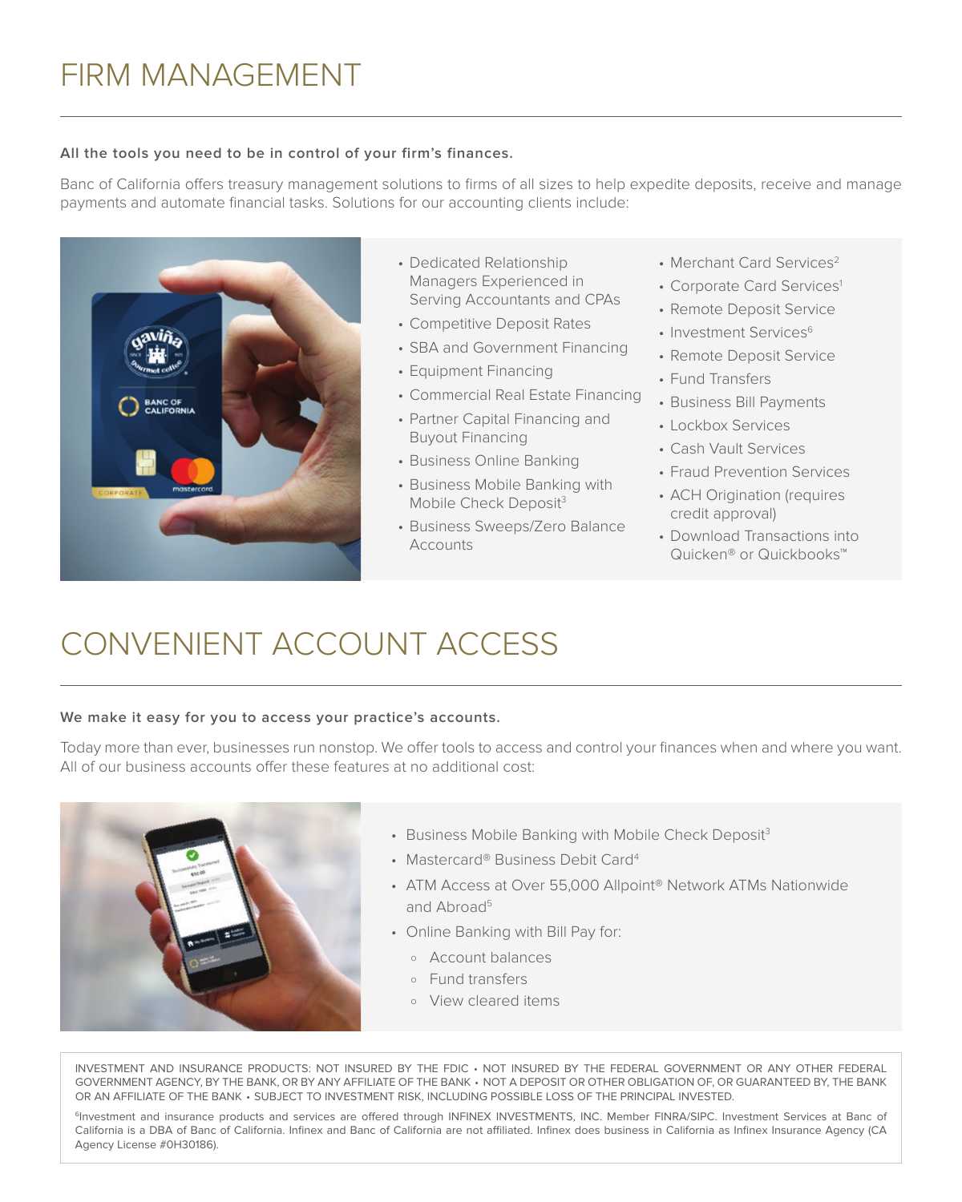# FIRM MANAGEMENT

**All the tools you need to be in control of your firm's finances.**

Banc of California offers treasury management solutions to firms of all sizes to help expedite deposits, receive and manage payments and automate financial tasks. Solutions for our accounting clients include:

- Dedicated Relationship Managers Experienced in Serving Accountants and CPAs
- Competitive Deposit Rates
- SBA and Government Financing
- Equipment Financing
- Commercial Real Estate Financing
- Partner Capital Financing and Buyout Financing
- Business Online Banking
- Business Mobile Banking with Mobile Check Deposit[3]
- Business Sweeps/Zero Balance Accounts
- Merchant Card Services[2]
- Corporate Card Services[1]
- Remote Deposit Service
- Investment Services[6]
- Remote Deposit Service
- Fund Transfers
- Business Bill Payments
- Lockbox Services
- Cash Vault Services
- Fraud Prevention Services
- ACH Origination (requires credit approval)
- Download Transactions into Quicken® or Quickbooks™

# CONVENIENT ACCOUNT ACCESS

**We make it easy for you to access your practice's accounts.**

Today more than ever, businesses run nonstop. We offer tools to access and control your finances when and where you want. All of our business accounts offer these features at no additional cost:

- Business Mobile Banking with Mobile Check Deposit[3]
- Mastercard® Business Debit Card[4]
- ATM Access at Over 55,000 Allpoint® Network ATMs Nationwide and Abroad[5]
- Online Banking with Bill Pay for:
  - Account balances
  - Fund transfers
  - View cleared items

INVESTMENT AND INSURANCE PRODUCTS: NOT INSURED BY THE FDIC • NOT INSURED BY THE FEDERAL GOVERNMENT OR ANY OTHER FEDERAL GOVERNMENT AGENCY, BY THE BANK, OR BY ANY AFFILIATE OF THE BANK • NOT A DEPOSIT OR OTHER OBLIGATION OF, OR GUARANTEED BY, THE BANK OR AN AFFILIATE OF THE BANK • SUBJECT TO INVESTMENT RISK, INCLUDING POSSIBLE LOSS OF THE PRINCIPAL INVESTED.

[6]Investment and insurance products and services are offered through INFINEX INVESTMENTS, INC. Member FINRA/SIPC. Investment Services at Banc of California is a DBA of Banc of California. Infinex and Banc of California are not affiliated. Infinex does business in California as Infinex Insurance Agency (CA Agency License #0H30186).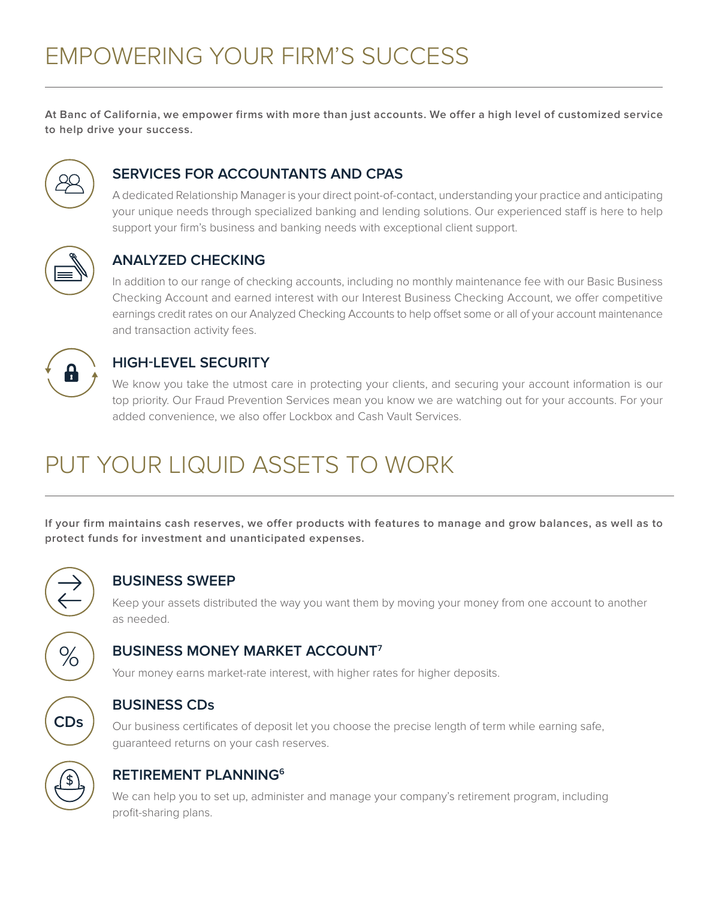# EMPOWERING YOUR FIRM'S SUCCESS

**At Banc of California, we empower firms with more than just accounts. We offer a high level of customized service to help drive your success.**

### SERVICES FOR ACCOUNTANTS AND CPAS

A dedicated Relationship Manager is your direct point-of-contact, understanding your practice and anticipating your unique needs through specialized banking and lending solutions. Our experienced staff is here to help support your firm's business and banking needs with exceptional client support.

### ANALYZED CHECKING

In addition to our range of checking accounts, including no monthly maintenance fee with our Basic Business Checking Account and earned interest with our Interest Business Checking Account, we offer competitive earnings credit rates on our Analyzed Checking Accounts to help offset some or all of your account maintenance and transaction activity fees.

### HIGH-LEVEL SECURITY

We know you take the utmost care in protecting your clients, and securing your account information is our top priority. Our Fraud Prevention Services mean you know we are watching out for your accounts. For your added convenience, we also offer Lockbox and Cash Vault Services.

# PUT YOUR LIQUID ASSETS TO WORK

**If your firm maintains cash reserves, we offer products with features to manage and grow balances, as well as to protect funds for investment and unanticipated expenses.**

### BUSINESS SWEEP

Keep your assets distributed the way you want them by moving your money from one account to another as needed.

### BUSINESS MONEY MARKET ACCOUNT[7]

Your money earns market-rate interest, with higher rates for higher deposits.

### BUSINESS CDs

Our business certificates of deposit let you choose the precise length of term while earning safe, guaranteed returns on your cash reserves.

### RETIREMENT PLANNING[6]

We can help you to set up, administer and manage your company's retirement program, including profit-sharing plans.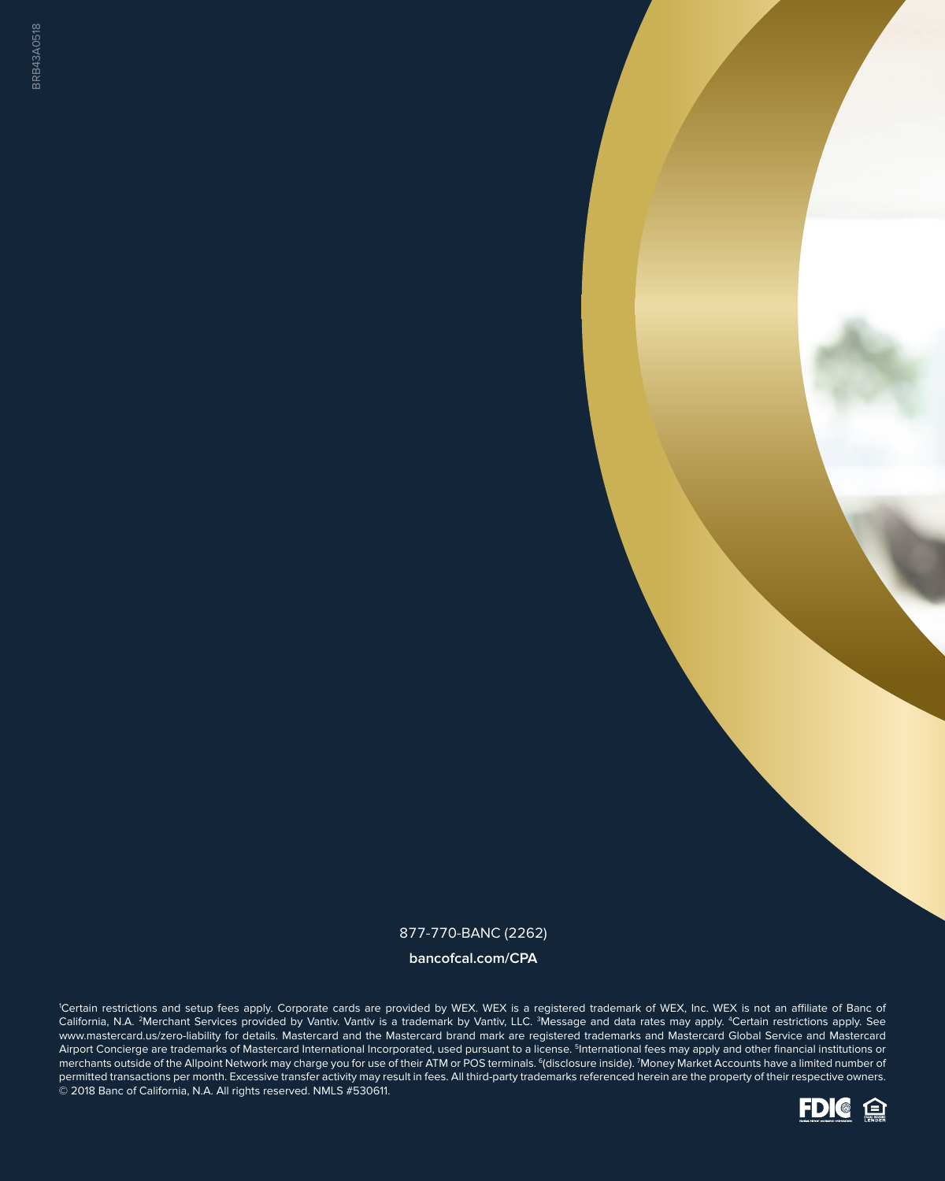877-770-BANC (2262)

**bancofcal.com/CPA**

[1]Certain restrictions and setup fees apply. Corporate cards are provided by WEX. WEX is a registered trademark of WEX, Inc. WEX is not an affiliate of Banc of California, N.A. [2]Merchant Services provided by Vantiv. Vantiv is a trademark by Vantiv, LLC. [3]Message and data rates may apply. [4]Certain restrictions apply. See www.mastercard.us/zero-liability for details. Mastercard and the Mastercard brand mark are registered trademarks and Mastercard Global Service and Mastercard Airport Concierge are trademarks of Mastercard International Incorporated, used pursuant to a license. [5]International fees may apply and other financial institutions or merchants outside of the Allpoint Network may charge you for use of their ATM or POS terminals. [6](disclosure inside). [7]Money Market Accounts have a limited number of permitted transactions per month. Excessive transfer activity may result in fees. All third-party trademarks referenced herein are the property of their respective owners. © 2018 Banc of California, N.A. All rights reserved. NMLS #530611.